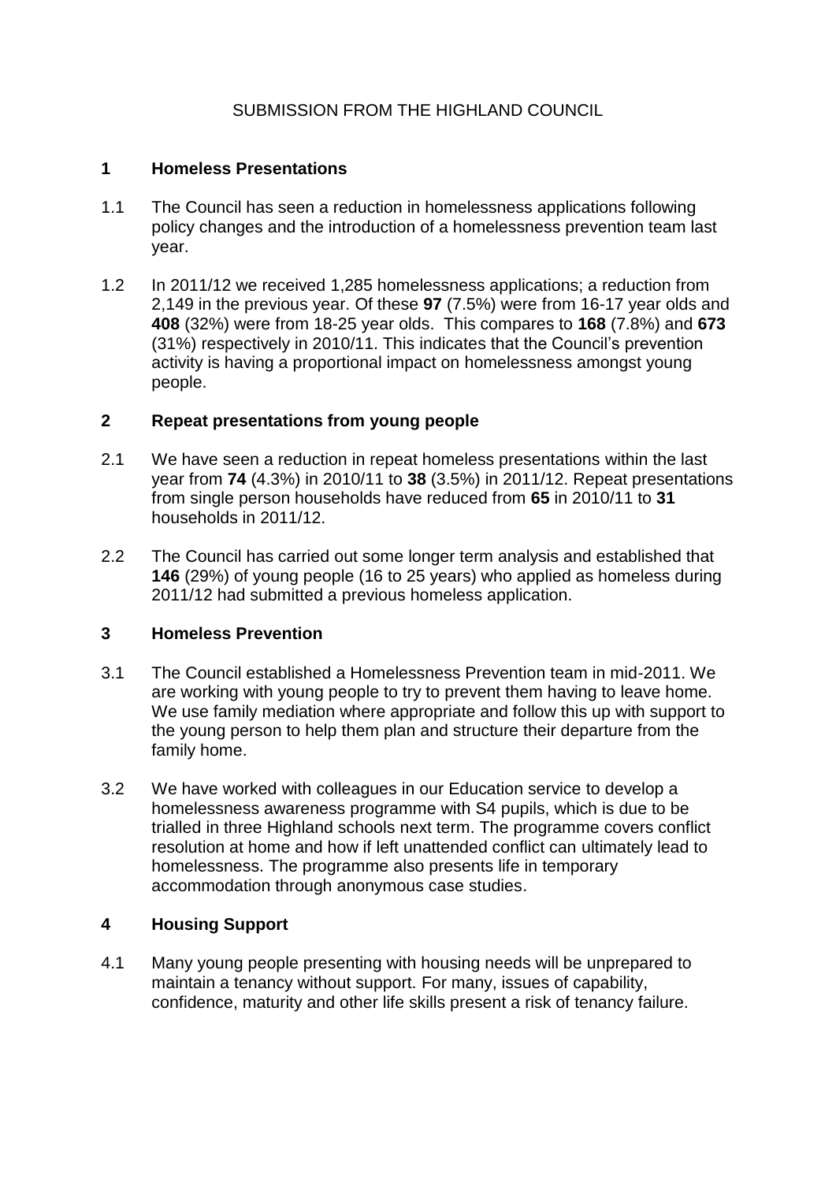SUBMISSION FROM THE HIGHLAND COUNCIL

## 1 Homeless Presentations

1.1 The Council has seen a reduction in homelessness applications following policy changes and the introduction of a homelessness prevention team last year.

1.2 In 2011/12 we received 1,285 homelessness applications; a reduction from 2,149 in the previous year. Of these **97** (7.5%) were from 16-17 year olds and **408** (32%) were from 18-25 year olds. This compares to **168** (7.8%) and **673** (31%) respectively in 2010/11. This indicates that the Council's prevention activity is having a proportional impact on homelessness amongst young people.

## 2 Repeat presentations from young people

2.1 We have seen a reduction in repeat homeless presentations within the last year from **74** (4.3%) in 2010/11 to **38** (3.5%) in 2011/12. Repeat presentations from single person households have reduced from **65** in 2010/11 to **31** households in 2011/12.

2.2 The Council has carried out some longer term analysis and established that **146** (29%) of young people (16 to 25 years) who applied as homeless during 2011/12 had submitted a previous homeless application.

## 3 Homeless Prevention

3.1 The Council established a Homelessness Prevention team in mid-2011. We are working with young people to try to prevent them having to leave home. We use family mediation where appropriate and follow this up with support to the young person to help them plan and structure their departure from the family home.

3.2 We have worked with colleagues in our Education service to develop a homelessness awareness programme with S4 pupils, which is due to be trialled in three Highland schools next term. The programme covers conflict resolution at home and how if left unattended conflict can ultimately lead to homelessness. The programme also presents life in temporary accommodation through anonymous case studies.

## 4 Housing Support

4.1 Many young people presenting with housing needs will be unprepared to maintain a tenancy without support. For many, issues of capability, confidence, maturity and other life skills present a risk of tenancy failure.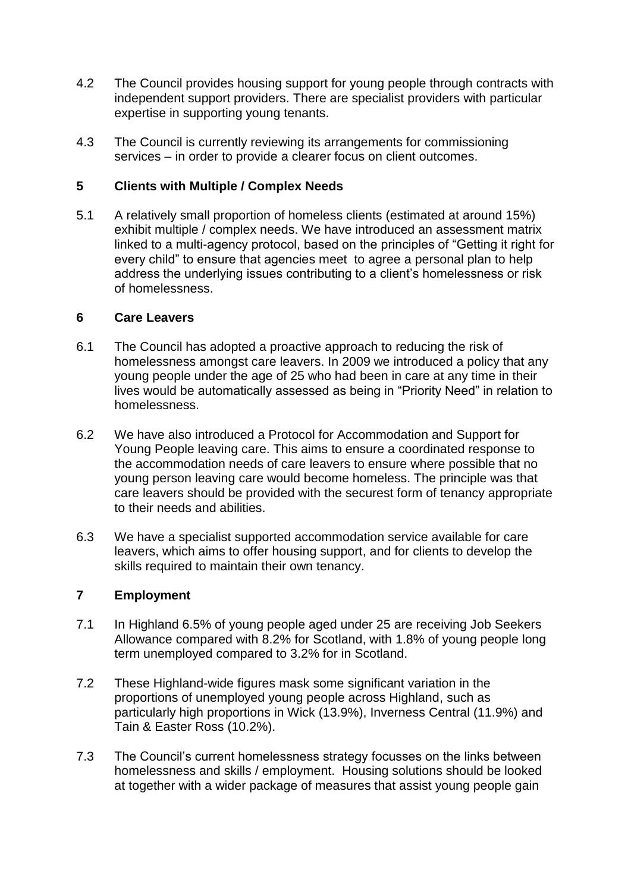4.2 The Council provides housing support for young people through contracts with independent support providers. There are specialist providers with particular expertise in supporting young tenants.

4.3 The Council is currently reviewing its arrangements for commissioning services – in order to provide a clearer focus on client outcomes.

## 5 Clients with Multiple / Complex Needs

5.1 A relatively small proportion of homeless clients (estimated at around 15%) exhibit multiple / complex needs. We have introduced an assessment matrix linked to a multi-agency protocol, based on the principles of "Getting it right for every child" to ensure that agencies meet to agree a personal plan to help address the underlying issues contributing to a client's homelessness or risk of homelessness.

## 6 Care Leavers

6.1 The Council has adopted a proactive approach to reducing the risk of homelessness amongst care leavers. In 2009 we introduced a policy that any young people under the age of 25 who had been in care at any time in their lives would be automatically assessed as being in "Priority Need" in relation to homelessness.

6.2 We have also introduced a Protocol for Accommodation and Support for Young People leaving care. This aims to ensure a coordinated response to the accommodation needs of care leavers to ensure where possible that no young person leaving care would become homeless. The principle was that care leavers should be provided with the securest form of tenancy appropriate to their needs and abilities.

6.3 We have a specialist supported accommodation service available for care leavers, which aims to offer housing support, and for clients to develop the skills required to maintain their own tenancy.

## 7 Employment

7.1 In Highland 6.5% of young people aged under 25 are receiving Job Seekers Allowance compared with 8.2% for Scotland, with 1.8% of young people long term unemployed compared to 3.2% for in Scotland.

7.2 These Highland-wide figures mask some significant variation in the proportions of unemployed young people across Highland, such as particularly high proportions in Wick (13.9%), Inverness Central (11.9%) and Tain & Easter Ross (10.2%).

7.3 The Council's current homelessness strategy focusses on the links between homelessness and skills / employment. Housing solutions should be looked at together with a wider package of measures that assist young people gain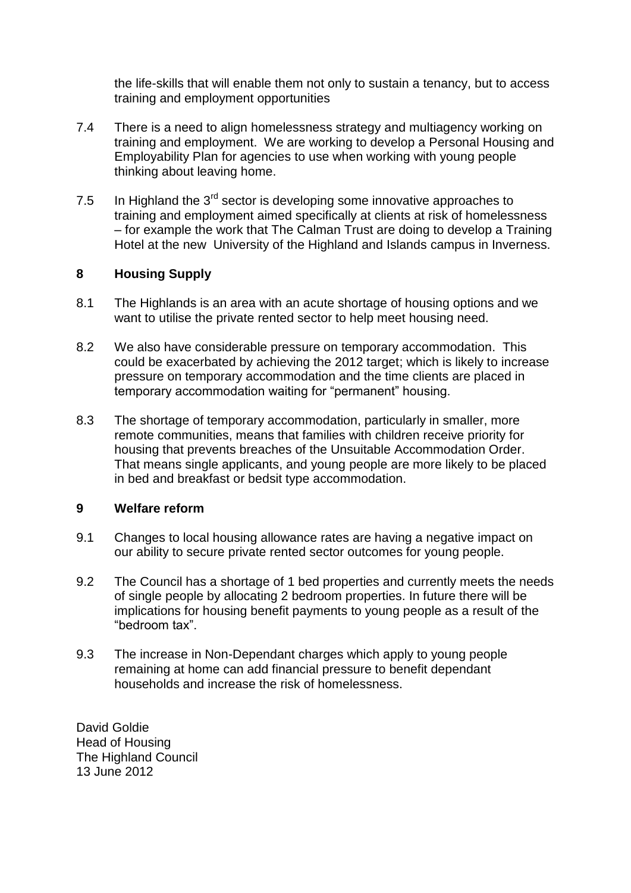the life-skills that will enable them not only to sustain a tenancy, but to access training and employment opportunities

7.4 There is a need to align homelessness strategy and multiagency working on training and employment. We are working to develop a Personal Housing and Employability Plan for agencies to use when working with young people thinking about leaving home.

7.5 In Highland the 3rd sector is developing some innovative approaches to training and employment aimed specifically at clients at risk of homelessness – for example the work that The Calman Trust are doing to develop a Training Hotel at the new University of the Highland and Islands campus in Inverness.

## 8 Housing Supply

8.1 The Highlands is an area with an acute shortage of housing options and we want to utilise the private rented sector to help meet housing need.

8.2 We also have considerable pressure on temporary accommodation. This could be exacerbated by achieving the 2012 target; which is likely to increase pressure on temporary accommodation and the time clients are placed in temporary accommodation waiting for "permanent" housing.

8.3 The shortage of temporary accommodation, particularly in smaller, more remote communities, means that families with children receive priority for housing that prevents breaches of the Unsuitable Accommodation Order. That means single applicants, and young people are more likely to be placed in bed and breakfast or bedsit type accommodation.

## 9 Welfare reform

9.1 Changes to local housing allowance rates are having a negative impact on our ability to secure private rented sector outcomes for young people.

9.2 The Council has a shortage of 1 bed properties and currently meets the needs of single people by allocating 2 bedroom properties. In future there will be implications for housing benefit payments to young people as a result of the "bedroom tax".

9.3 The increase in Non-Dependant charges which apply to young people remaining at home can add financial pressure to benefit dependant households and increase the risk of homelessness.

David Goldie
Head of Housing
The Highland Council
13 June 2012